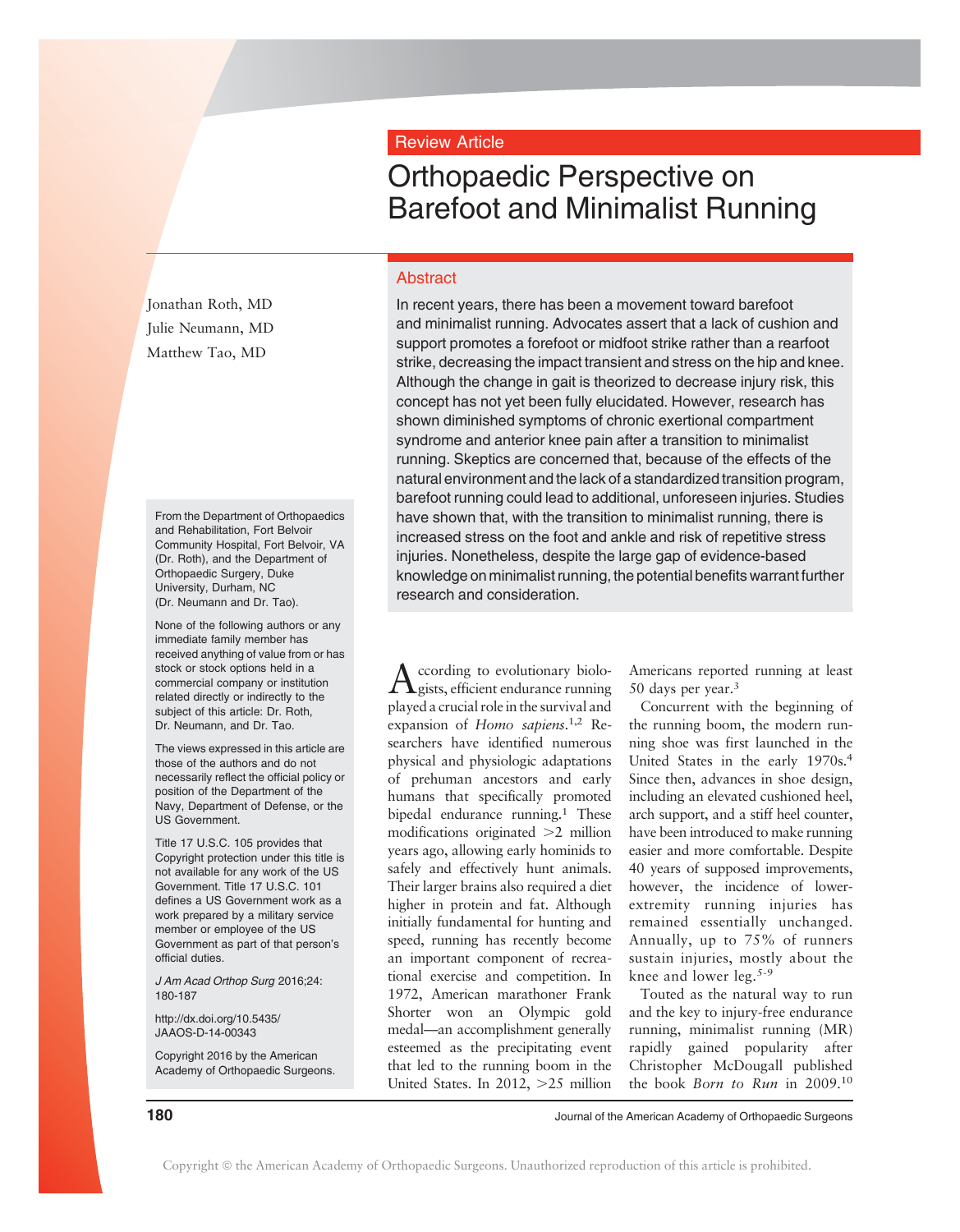Review Article

# Orthopaedic Perspective on Barefoot and Minimalist Running

Jonathan Roth, MD
Julie Neumann, MD
Matthew Tao, MD

From the Department of Orthopaedics and Rehabilitation, Fort Belvoir Community Hospital, Fort Belvoir, VA (Dr. Roth), and the Department of Orthopaedic Surgery, Duke University, Durham, NC (Dr. Neumann and Dr. Tao).

None of the following authors or any immediate family member has received anything of value from or has stock or stock options held in a commercial company or institution related directly or indirectly to the subject of this article: Dr. Roth, Dr. Neumann, and Dr. Tao.

The views expressed in this article are those of the authors and do not necessarily reflect the official policy or position of the Department of the Navy, Department of Defense, or the US Government.

Title 17 U.S.C. 105 provides that Copyright protection under this title is not available for any work of the US Government. Title 17 U.S.C. 101 defines a US Government work as a work prepared by a military service member or employee of the US Government as part of that person's official duties.

*J Am Acad Orthop Surg* 2016;24: 180-187

http://dx.doi.org/10.5435/JAAOS-D-14-00343

Copyright 2016 by the American Academy of Orthopaedic Surgeons.

## Abstract

In recent years, there has been a movement toward barefoot and minimalist running. Advocates assert that a lack of cushion and support promotes a forefoot or midfoot strike rather than a rearfoot strike, decreasing the impact transient and stress on the hip and knee. Although the change in gait is theorized to decrease injury risk, this concept has not yet been fully elucidated. However, research has shown diminished symptoms of chronic exertional compartment syndrome and anterior knee pain after a transition to minimalist running. Skeptics are concerned that, because of the effects of the natural environment and the lack of a standardized transition program, barefoot running could lead to additional, unforeseen injuries. Studies have shown that, with the transition to minimalist running, there is increased stress on the foot and ankle and risk of repetitive stress injuries. Nonetheless, despite the large gap of evidence-based knowledge on minimalist running, the potential benefits warrant further research and consideration.

According to evolutionary biologists, efficient endurance running played a crucial role in the survival and expansion of *Homo sapiens*.[1,2] Researchers have identified numerous physical and physiologic adaptations of prehuman ancestors and early humans that specifically promoted bipedal endurance running.[1] These modifications originated >2 million years ago, allowing early hominids to safely and effectively hunt animals. Their larger brains also required a diet higher in protein and fat. Although initially fundamental for hunting and speed, running has recently become an important component of recreational exercise and competition. In 1972, American marathoner Frank Shorter won an Olympic gold medal—an accomplishment generally esteemed as the precipitating event that led to the running boom in the United States. In 2012, >25 million Americans reported running at least 50 days per year.[3]

Concurrent with the beginning of the running boom, the modern running shoe was first launched in the United States in the early 1970s.[4] Since then, advances in shoe design, including an elevated cushioned heel, arch support, and a stiff heel counter, have been introduced to make running easier and more comfortable. Despite 40 years of supposed improvements, however, the incidence of lower-extremity running injuries has remained essentially unchanged. Annually, up to 75% of runners sustain injuries, mostly about the knee and lower leg.[5-9]

Touted as the natural way to run and the key to injury-free endurance running, minimalist running (MR) rapidly gained popularity after Christopher McDougall published the book *Born to Run* in 2009.[10]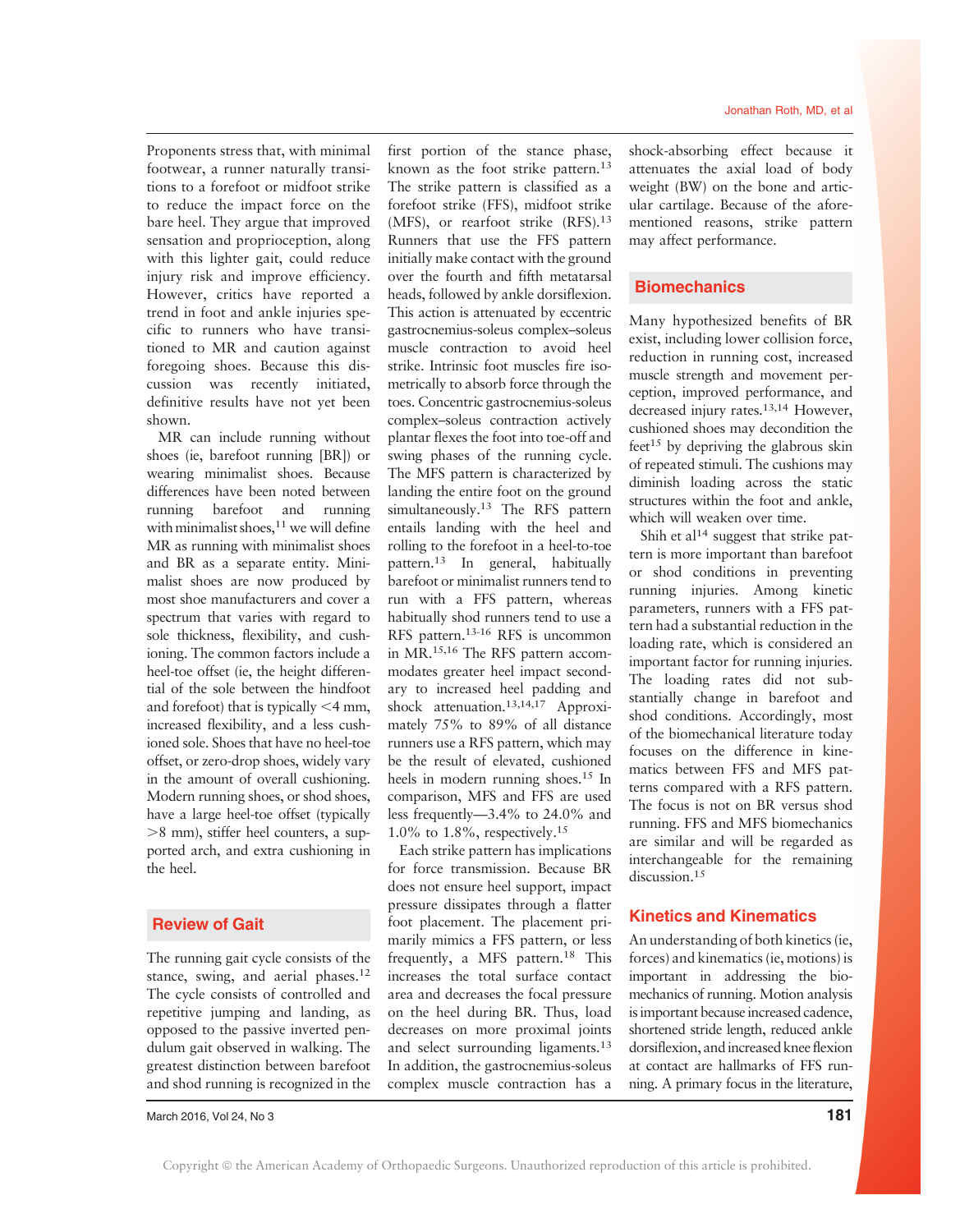Proponents stress that, with minimal footwear, a runner naturally transitions to a forefoot or midfoot strike to reduce the impact force on the bare heel. They argue that improved sensation and proprioception, along with this lighter gait, could reduce injury risk and improve efficiency. However, critics have reported a trend in foot and ankle injuries specific to runners who have transitioned to MR and caution against foregoing shoes. Because this discussion was recently initiated, definitive results have not yet been shown.

MR can include running without shoes (ie, barefoot running [BR]) or wearing minimalist shoes. Because differences have been noted between running barefoot and running with minimalist shoes,[11] we will define MR as running with minimalist shoes and BR as a separate entity. Minimalist shoes are now produced by most shoe manufacturers and cover a spectrum that varies with regard to sole thickness, flexibility, and cushioning. The common factors include a heel-toe offset (ie, the height differential of the sole between the hindfoot and forefoot) that is typically <4 mm, increased flexibility, and a less cushioned sole. Shoes that have no heel-toe offset, or zero-drop shoes, widely vary in the amount of overall cushioning. Modern running shoes, or shod shoes, have a large heel-toe offset (typically >8 mm), stiffer heel counters, a supported arch, and extra cushioning in the heel.

## Review of Gait

The running gait cycle consists of the stance, swing, and aerial phases.[12] The cycle consists of controlled and repetitive jumping and landing, as opposed to the passive inverted pendulum gait observed in walking. The greatest distinction between barefoot and shod running is recognized in the first portion of the stance phase, known as the foot strike pattern.[13] The strike pattern is classified as a forefoot strike (FFS), midfoot strike (MFS), or rearfoot strike (RFS).[13] Runners that use the FFS pattern initially make contact with the ground over the fourth and fifth metatarsal heads, followed by ankle dorsiflexion. This action is attenuated by eccentric gastrocnemius-soleus complex–soleus muscle contraction to avoid heel strike. Intrinsic foot muscles fire isometrically to absorb force through the toes. Concentric gastrocnemius-soleus complex–soleus contraction actively plantar flexes the foot into toe-off and swing phases of the running cycle. The MFS pattern is characterized by landing the entire foot on the ground simultaneously.[13] The RFS pattern entails landing with the heel and rolling to the forefoot in a heel-to-toe pattern.[13] In general, habitually barefoot or minimalist runners tend to run with a FFS pattern, whereas habitually shod runners tend to use a RFS pattern.[13-16] RFS is uncommon in MR.[15,16] The RFS pattern accommodates greater heel impact secondary to increased heel padding and shock attenuation.[13,14,17] Approximately 75% to 89% of all distance runners use a RFS pattern, which may be the result of elevated, cushioned heels in modern running shoes.[15] In comparison, MFS and FFS are used less frequently—3.4% to 24.0% and 1.0% to 1.8%, respectively.[15]

Each strike pattern has implications for force transmission. Because BR does not ensure heel support, impact pressure dissipates through a flatter foot placement. The placement primarily mimics a FFS pattern, or less frequently, a MFS pattern.[18] This increases the total surface contact area and decreases the focal pressure on the heel during BR. Thus, load decreases on more proximal joints and select surrounding ligaments.[13] In addition, the gastrocnemius-soleus complex muscle contraction has a shock-absorbing effect because it attenuates the axial load of body weight (BW) on the bone and articular cartilage. Because of the aforementioned reasons, strike pattern may affect performance.

## Biomechanics

Many hypothesized benefits of BR exist, including lower collision force, reduction in running cost, increased muscle strength and movement perception, improved performance, and decreased injury rates.[13,14] However, cushioned shoes may decondition the feet[15] by depriving the glabrous skin of repeated stimuli. The cushions may diminish loading across the static structures within the foot and ankle, which will weaken over time.

Shih et al[14] suggest that strike pattern is more important than barefoot or shod conditions in preventing running injuries. Among kinetic parameters, runners with a FFS pattern had a substantial reduction in the loading rate, which is considered an important factor for running injuries. The loading rates did not substantially change in barefoot and shod conditions. Accordingly, most of the biomechanical literature today focuses on the difference in kinematics between FFS and MFS patterns compared with a RFS pattern. The focus is not on BR versus shod running. FFS and MFS biomechanics are similar and will be regarded as interchangeable for the remaining discussion.[15]

### Kinetics and Kinematics

An understanding of both kinetics (ie, forces) and kinematics (ie, motions) is important in addressing the biomechanics of running. Motion analysis is important because increased cadence, shortened stride length, reduced ankle dorsiflexion, and increased knee flexion at contact are hallmarks of FFS running. A primary focus in the literature,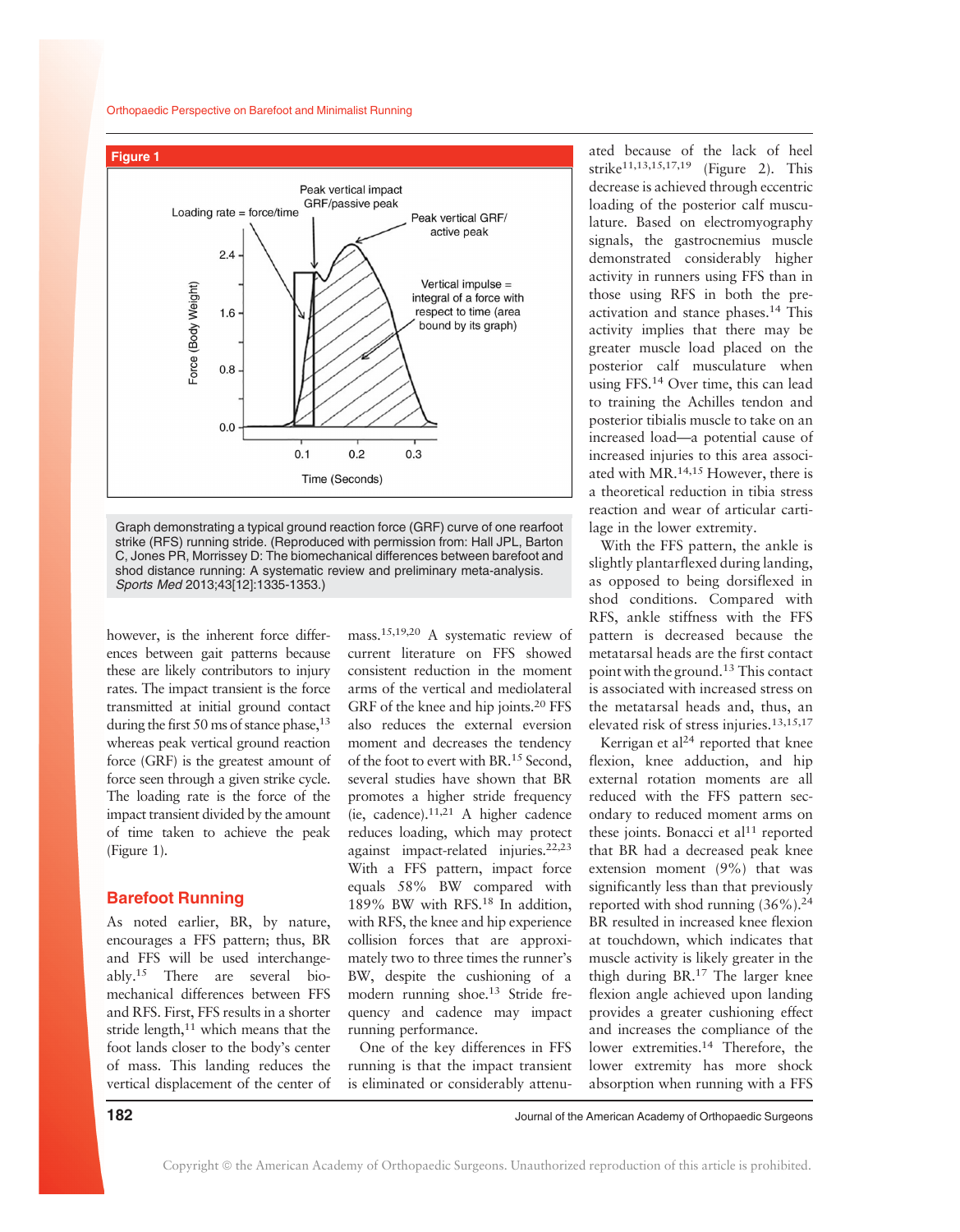**Figure 1**

Graph demonstrating a typical ground reaction force (GRF) curve of one rearfoot strike (RFS) running stride. (Reproduced with permission from: Hall JPL, Barton C, Jones PR, Morrissey D: The biomechanical differences between barefoot and shod distance running: A systematic review and preliminary meta-analysis. *Sports Med* 2013;43[12]:1335-1353.)

however, is the inherent force differences between gait patterns because these are likely contributors to injury rates. The impact transient is the force transmitted at initial ground contact during the first 50 ms of stance phase,[13] whereas peak vertical ground reaction force (GRF) is the greatest amount of force seen through a given strike cycle. The loading rate is the force of the impact transient divided by the amount of time taken to achieve the peak (Figure 1).

## Barefoot Running

As noted earlier, BR, by nature, encourages a FFS pattern; thus, BR and FFS will be used interchangeably.[15] There are several biomechanical differences between FFS and RFS. First, FFS results in a shorter stride length,[11] which means that the foot lands closer to the body's center of mass. This landing reduces the vertical displacement of the center of mass.[15,19,20] A systematic review of current literature on FFS showed consistent reduction in the moment arms of the vertical and mediolateral GRF of the knee and hip joints.[20] FFS also reduces the external eversion moment and decreases the tendency of the foot to evert with BR.[15] Second, several studies have shown that BR promotes a higher stride frequency (ie, cadence).[11,21] A higher cadence reduces loading, which may protect against impact-related injuries.[22,23] With a FFS pattern, impact force equals 58% BW compared with 189% BW with RFS.[18] In addition, with RFS, the knee and hip experience collision forces that are approximately two to three times the runner's BW, despite the cushioning of a modern running shoe.[13] Stride frequency and cadence may impact running performance.

One of the key differences in FFS running is that the impact transient is eliminated or considerably attenuated because of the lack of heel strike[11,13,15,17,19] (Figure 2). This decrease is achieved through eccentric loading of the posterior calf musculature. Based on electromyography signals, the gastrocnemius muscle demonstrated considerably higher activity in runners using FFS than in those using RFS in both the preactivation and stance phases.[14] This activity implies that there may be greater muscle load placed on the posterior calf musculature when using FFS.[14] Over time, this can lead to training the Achilles tendon and posterior tibialis muscle to take on an increased load—a potential cause of increased injuries to this area associated with MR.[14,15] However, there is a theoretical reduction in tibia stress reaction and wear of articular cartilage in the lower extremity.

With the FFS pattern, the ankle is slightly plantarflexed during landing, as opposed to being dorsiflexed in shod conditions. Compared with RFS, ankle stiffness with the FFS pattern is decreased because the metatarsal heads are the first contact point with the ground.[13] This contact is associated with increased stress on the metatarsal heads and, thus, an elevated risk of stress injuries.[13,15,17]

Kerrigan et al[24] reported that knee flexion, knee adduction, and hip external rotation moments are all reduced with the FFS pattern secondary to reduced moment arms on these joints. Bonacci et al[11] reported that BR had a decreased peak knee extension moment (9%) that was significantly less than that previously reported with shod running (36%).[24] BR resulted in increased knee flexion at touchdown, which indicates that muscle activity is likely greater in the thigh during BR.[17] The larger knee flexion angle achieved upon landing provides a greater cushioning effect and increases the compliance of the lower extremities.[14] Therefore, the lower extremity has more shock absorption when running with a FFS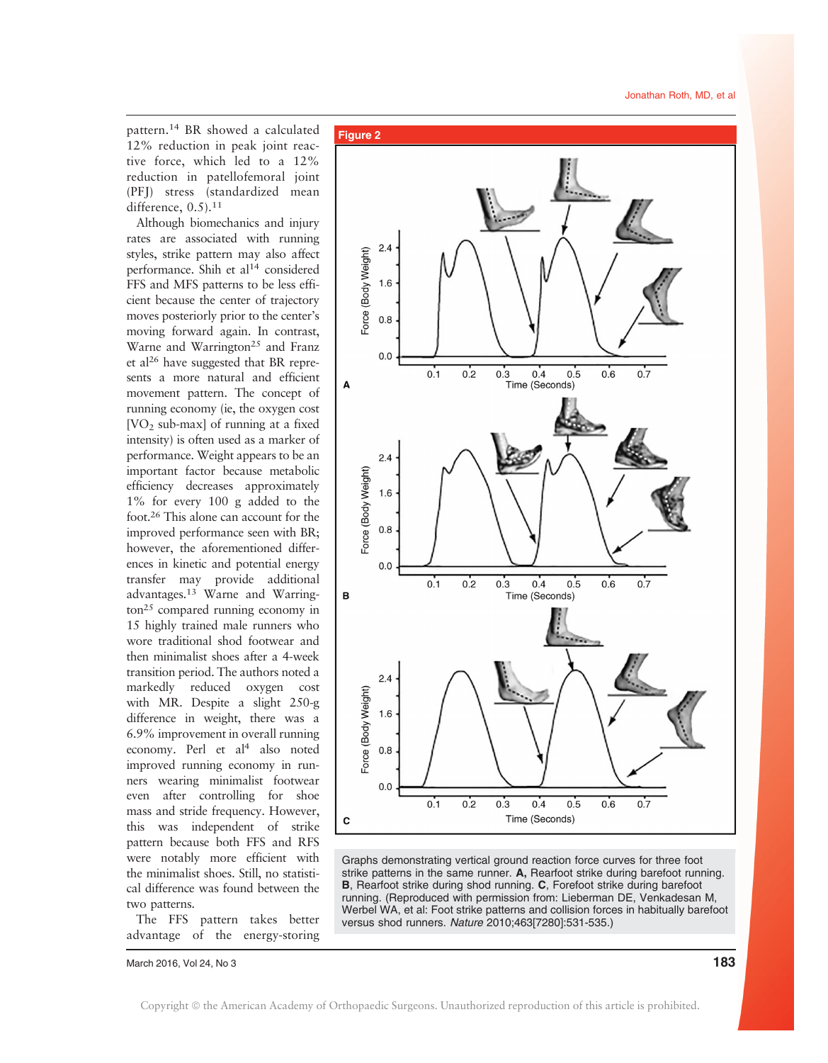pattern.[14] BR showed a calculated 12% reduction in peak joint reactive force, which led to a 12% reduction in patellofemoral joint (PFJ) stress (standardized mean difference, 0.5).[11]

Although biomechanics and injury rates are associated with running styles, strike pattern may also affect performance. Shih et al[14] considered FFS and MFS patterns to be less efficient because the center of trajectory moves posteriorly prior to the center's moving forward again. In contrast, Warne and Warrington[25] and Franz et al[26] have suggested that BR represents a more natural and efficient movement pattern. The concept of running economy (ie, the oxygen cost [$VO_2$ sub-max] of running at a fixed intensity) is often used as a marker of performance. Weight appears to be an important factor because metabolic efficiency decreases approximately 1% for every 100 g added to the foot.[26] This alone can account for the improved performance seen with BR; however, the aforementioned differences in kinetic and potential energy transfer may provide additional advantages.[13] Warne and Warrington[25] compared running economy in 15 highly trained male runners who wore traditional shod footwear and then minimalist shoes after a 4-week transition period. The authors noted a markedly reduced oxygen cost with MR. Despite a slight 250-g difference in weight, there was a 6.9% improvement in overall running economy. Perl et al[4] also noted improved running economy in runners wearing minimalist footwear even after controlling for shoe mass and stride frequency. However, this was independent of strike pattern because both FFS and RFS were notably more efficient with the minimalist shoes. Still, no statistical difference was found between the two patterns.

The FFS pattern takes better advantage of the energy-storing

**Figure 2**

Graphs demonstrating vertical ground reaction force curves for three foot strike patterns in the same runner. **A,** Rearfoot strike during barefoot running. **B**, Rearfoot strike during shod running. **C**, Forefoot strike during barefoot running. (Reproduced with permission from: Lieberman DE, Venkadesan M, Werbel WA, et al: Foot strike patterns and collision forces in habitually barefoot versus shod runners. *Nature* 2010;463[7280]:531-535.)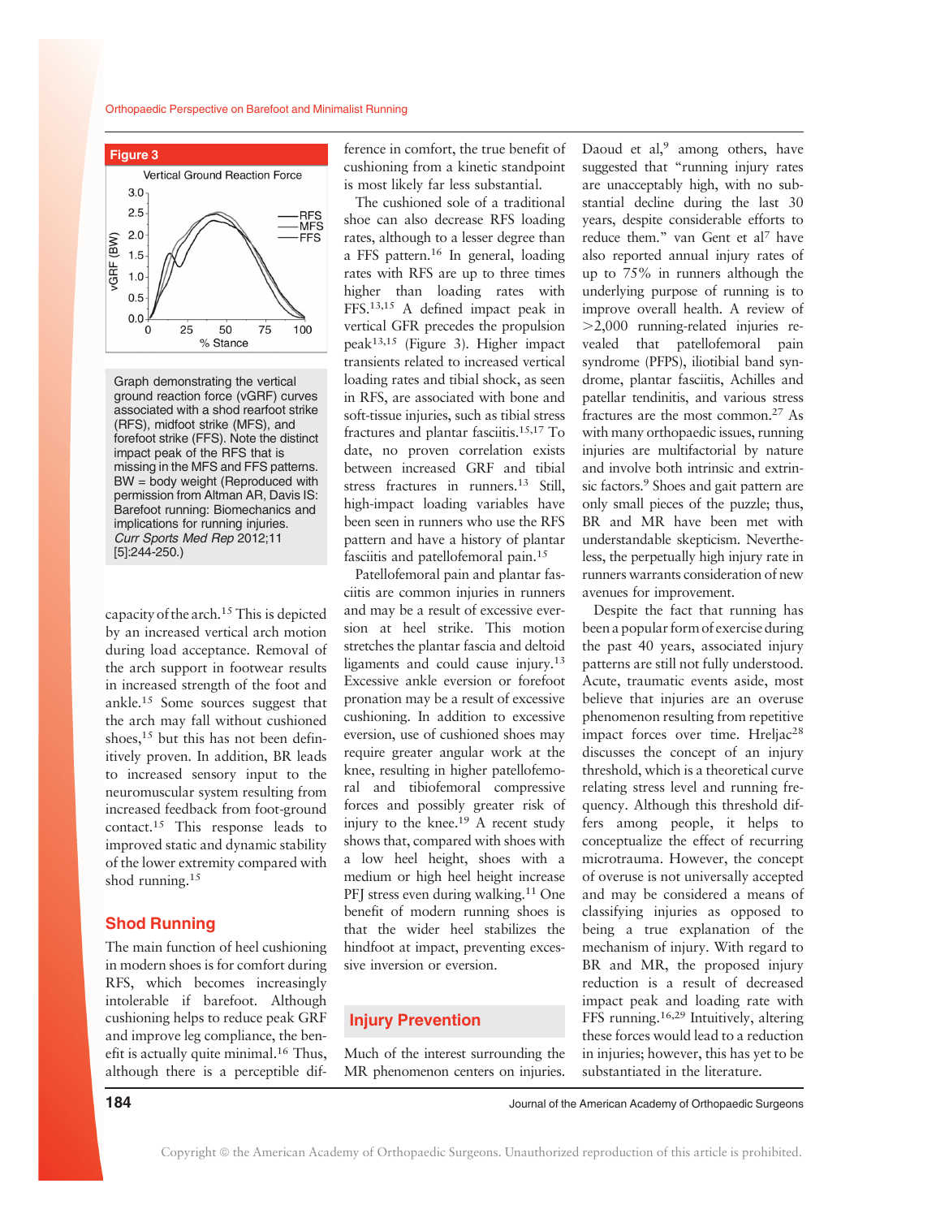**Figure 3**

Graph demonstrating the vertical ground reaction force (vGRF) curves associated with a shod rearfoot strike (RFS), midfoot strike (MFS), and forefoot strike (FFS). Note the distinct impact peak of the RFS that is missing in the MFS and FFS patterns. BW = body weight (Reproduced with permission from Altman AR, Davis IS: Barefoot running: Biomechanics and implications for running injuries. *Curr Sports Med Rep* 2012;11 [5]:244-250.)

capacity of the arch.[15] This is depicted by an increased vertical arch motion during load acceptance. Removal of the arch support in footwear results in increased strength of the foot and ankle.[15] Some sources suggest that the arch may fall without cushioned shoes,[15] but this has not been definitively proven. In addition, BR leads to increased sensory input to the neuromuscular system resulting from increased feedback from foot-ground contact.[15] This response leads to improved static and dynamic stability of the lower extremity compared with shod running.[15]

## Shod Running

The main function of heel cushioning in modern shoes is for comfort during RFS, which becomes increasingly intolerable if barefoot. Although cushioning helps to reduce peak GRF and improve leg compliance, the benefit is actually quite minimal.[16] Thus, although there is a perceptible difference in comfort, the true benefit of cushioning from a kinetic standpoint is most likely far less substantial.

The cushioned sole of a traditional shoe can also decrease RFS loading rates, although to a lesser degree than a FFS pattern.[16] In general, loading rates with RFS are up to three times higher than loading rates with FFS.[13,15] A defined impact peak in vertical GFR precedes the propulsion peak[13,15] (Figure 3). Higher impact transients related to increased vertical loading rates and tibial shock, as seen in RFS, are associated with bone and soft-tissue injuries, such as tibial stress fractures and plantar fasciitis.[15,17] To date, no proven correlation exists between increased GRF and tibial stress fractures in runners.[13] Still, high-impact loading variables have been seen in runners who use the RFS pattern and have a history of plantar fasciitis and patellofemoral pain.[15]

Patellofemoral pain and plantar fasciitis are common injuries in runners and may be a result of excessive eversion at heel strike. This motion stretches the plantar fascia and deltoid ligaments and could cause injury.[13] Excessive ankle eversion or forefoot pronation may be a result of excessive cushioning. In addition to excessive eversion, use of cushioned shoes may require greater angular work at the knee, resulting in higher patellofemoral and tibiofemoral compressive forces and possibly greater risk of injury to the knee.[19] A recent study shows that, compared with shoes with a low heel height, shoes with a medium or high heel height increase PFJ stress even during walking.[11] One benefit of modern running shoes is that the wider heel stabilizes the hindfoot at impact, preventing excessive inversion or eversion.

## Injury Prevention

Much of the interest surrounding the MR phenomenon centers on injuries. Daoud et al,[9] among others, have suggested that "running injury rates are unacceptably high, with no substantial decline during the last 30 years, despite considerable efforts to reduce them." van Gent et al[7] have also reported annual injury rates of up to 75% in runners although the underlying purpose of running is to improve overall health. A review of >2,000 running-related injuries revealed that patellofemoral pain syndrome (PFPS), iliotibial band syndrome, plantar fasciitis, Achilles and patellar tendinitis, and various stress fractures are the most common.[27] As with many orthopaedic issues, running injuries are multifactorial by nature and involve both intrinsic and extrinsic factors.[9] Shoes and gait pattern are only small pieces of the puzzle; thus, BR and MR have been met with understandable skepticism. Nevertheless, the perpetually high injury rate in runners warrants consideration of new avenues for improvement.

Despite the fact that running has been a popular form of exercise during the past 40 years, associated injury patterns are still not fully understood. Acute, traumatic events aside, most believe that injuries are an overuse phenomenon resulting from repetitive impact forces over time. Hreljac[28] discusses the concept of an injury threshold, which is a theoretical curve relating stress level and running frequency. Although this threshold differs among people, it helps to conceptualize the effect of recurring microtrauma. However, the concept of overuse is not universally accepted and may be considered a means of classifying injuries as opposed to being a true explanation of the mechanism of injury. With regard to BR and MR, the proposed injury reduction is a result of decreased impact peak and loading rate with FFS running.[16,29] Intuitively, altering these forces would lead to a reduction in injuries; however, this has yet to be substantiated in the literature.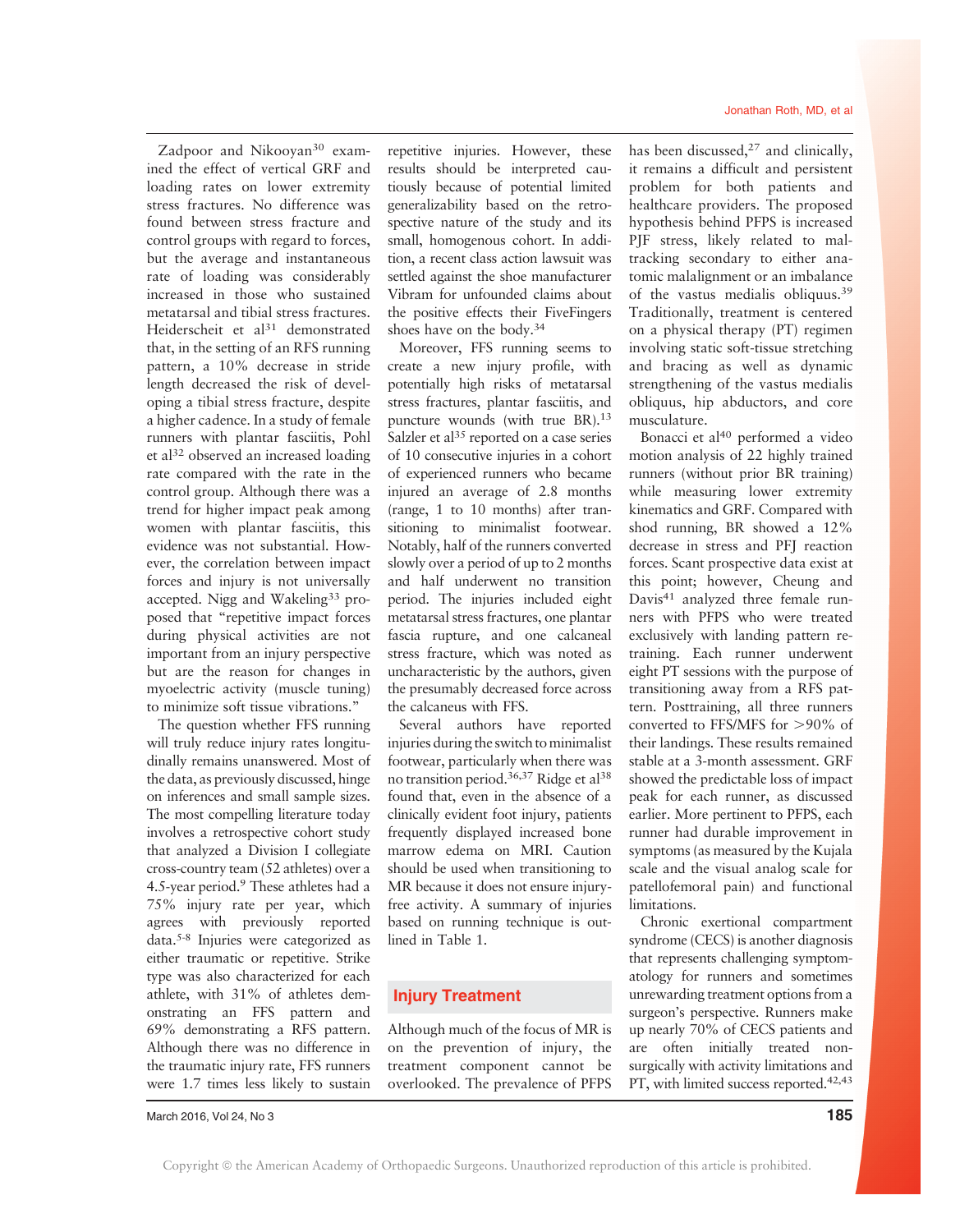Zadpoor and Nikooyan[30] examined the effect of vertical GRF and loading rates on lower extremity stress fractures. No difference was found between stress fracture and control groups with regard to forces, but the average and instantaneous rate of loading was considerably increased in those who sustained metatarsal and tibial stress fractures. Heiderscheit et al[31] demonstrated that, in the setting of an RFS running pattern, a 10% decrease in stride length decreased the risk of developing a tibial stress fracture, despite a higher cadence. In a study of female runners with plantar fasciitis, Pohl et al[32] observed an increased loading rate compared with the rate in the control group. Although there was a trend for higher impact peak among women with plantar fasciitis, this evidence was not substantial. However, the correlation between impact forces and injury is not universally accepted. Nigg and Wakeling[33] proposed that "repetitive impact forces during physical activities are not important from an injury perspective but are the reason for changes in myoelectric activity (muscle tuning) to minimize soft tissue vibrations."

The question whether FFS running will truly reduce injury rates longitudinally remains unanswered. Most of the data, as previously discussed, hinge on inferences and small sample sizes. The most compelling literature today involves a retrospective cohort study that analyzed a Division I collegiate cross-country team (52 athletes) over a 4.5-year period.[9] These athletes had a 75% injury rate per year, which agrees with previously reported data.[5-8] Injuries were categorized as either traumatic or repetitive. Strike type was also characterized for each athlete, with 31% of athletes demonstrating an FFS pattern and 69% demonstrating a RFS pattern. Although there was no difference in the traumatic injury rate, FFS runners were 1.7 times less likely to sustain repetitive injuries. However, these results should be interpreted cautiously because of potential limited generalizability based on the retrospective nature of the study and its small, homogenous cohort. In addition, a recent class action lawsuit was settled against the shoe manufacturer Vibram for unfounded claims about the positive effects their FiveFingers shoes have on the body.[34]

Moreover, FFS running seems to create a new injury profile, with potentially high risks of metatarsal stress fractures, plantar fasciitis, and puncture wounds (with true BR).[13] Salzler et al[35] reported on a case series of 10 consecutive injuries in a cohort of experienced runners who became injured an average of 2.8 months (range, 1 to 10 months) after transitioning to minimalist footwear. Notably, half of the runners converted slowly over a period of up to 2 months and half underwent no transition period. The injuries included eight metatarsal stress fractures, one plantar fascia rupture, and one calcaneal stress fracture, which was noted as uncharacteristic by the authors, given the presumably decreased force across the calcaneus with FFS.

Several authors have reported injuries during the switch to minimalist footwear, particularly when there was no transition period.[36,37] Ridge et al[38] found that, even in the absence of a clinically evident foot injury, patients frequently displayed increased bone marrow edema on MRI. Caution should be used when transitioning to MR because it does not ensure injury-free activity. A summary of injuries based on running technique is outlined in Table 1.

## Injury Treatment

Although much of the focus of MR is on the prevention of injury, the treatment component cannot be overlooked. The prevalence of PFPS has been discussed,[27] and clinically, it remains a difficult and persistent problem for both patients and healthcare providers. The proposed hypothesis behind PFPS is increased PJF stress, likely related to maltracking secondary to either anatomic malalignment or an imbalance of the vastus medialis obliquus.[39] Traditionally, treatment is centered on a physical therapy (PT) regimen involving static soft-tissue stretching and bracing as well as dynamic strengthening of the vastus medialis obliquus, hip abductors, and core musculature.

Bonacci et al[40] performed a video motion analysis of 22 highly trained runners (without prior BR training) while measuring lower extremity kinematics and GRF. Compared with shod running, BR showed a 12% decrease in stress and PFJ reaction forces. Scant prospective data exist at this point; however, Cheung and Davis[41] analyzed three female runners with PFPS who were treated exclusively with landing pattern retraining. Each runner underwent eight PT sessions with the purpose of transitioning away from a RFS pattern. Posttraining, all three runners converted to FFS/MFS for >90% of their landings. These results remained stable at a 3-month assessment. GRF showed the predictable loss of impact peak for each runner, as discussed earlier. More pertinent to PFPS, each runner had durable improvement in symptoms (as measured by the Kujala scale and the visual analog scale for patellofemoral pain) and functional limitations.

Chronic exertional compartment syndrome (CECS) is another diagnosis that represents challenging symptomatology for runners and sometimes unrewarding treatment options from a surgeon's perspective. Runners make up nearly 70% of CECS patients and are often initially treated nonsurgically with activity limitations and PT, with limited success reported.[42,43]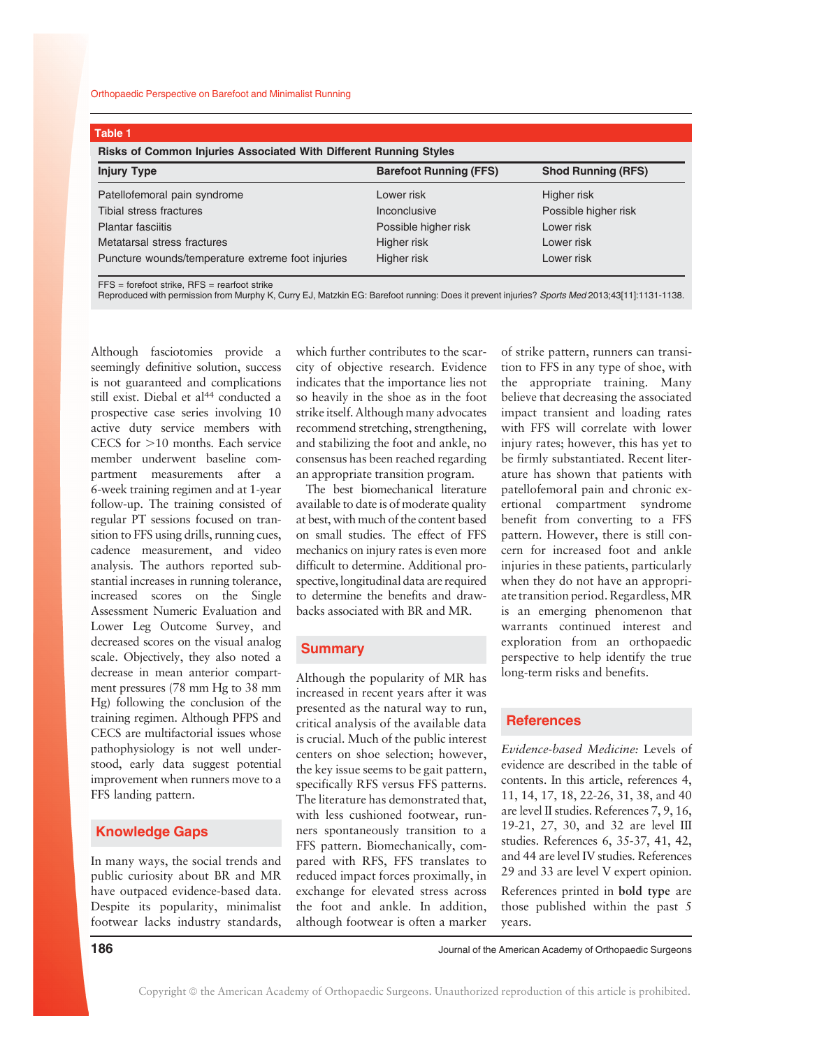**Table 1**

**Risks of Common Injuries Associated With Different Running Styles**

| Injury Type | Barefoot Running (FFS) | Shod Running (RFS) |
|---|---|---|
| Patellofemoral pain syndrome | Lower risk | Higher risk |
| Tibial stress fractures | Inconclusive | Possible higher risk |
| Plantar fasciitis | Possible higher risk | Lower risk |
| Metatarsal stress fractures | Higher risk | Lower risk |
| Puncture wounds/temperature extreme foot injuries | Higher risk | Lower risk |

FFS = forefoot strike, RFS = rearfoot strike
Reproduced with permission from Murphy K, Curry EJ, Matzkin EG: Barefoot running: Does it prevent injuries? *Sports Med* 2013;43[11]:1131-1138.

Although fasciotomies provide a seemingly definitive solution, success is not guaranteed and complications still exist. Diebal et al[44] conducted a prospective case series involving 10 active duty service members with CECS for >10 months. Each service member underwent baseline compartment measurements after a 6-week training regimen and at 1-year follow-up. The training consisted of regular PT sessions focused on transition to FFS using drills, running cues, cadence measurement, and video analysis. The authors reported substantial increases in running tolerance, increased scores on the Single Assessment Numeric Evaluation and Lower Leg Outcome Survey, and decreased scores on the visual analog scale. Objectively, they also noted a decrease in mean anterior compartment pressures (78 mm Hg to 38 mm Hg) following the conclusion of the training regimen. Although PFPS and CECS are multifactorial issues whose pathophysiology is not well understood, early data suggest potential improvement when runners move to a FFS landing pattern.

## Knowledge Gaps

In many ways, the social trends and public curiosity about BR and MR have outpaced evidence-based data. Despite its popularity, minimalist footwear lacks industry standards, which further contributes to the scarcity of objective research. Evidence indicates that the importance lies not so heavily in the shoe as in the foot strike itself. Although many advocates recommend stretching, strengthening, and stabilizing the foot and ankle, no consensus has been reached regarding an appropriate transition program.

The best biomechanical literature available to date is of moderate quality at best, with much of the content based on small studies. The effect of FFS mechanics on injury rates is even more difficult to determine. Additional prospective, longitudinal data are required to determine the benefits and drawbacks associated with BR and MR.

## Summary

Although the popularity of MR has increased in recent years after it was presented as the natural way to run, critical analysis of the available data is crucial. Much of the public interest centers on shoe selection; however, the key issue seems to be gait pattern, specifically RFS versus FFS patterns. The literature has demonstrated that, with less cushioned footwear, runners spontaneously transition to a FFS pattern. Biomechanically, compared with RFS, FFS translates to reduced impact forces proximally, in exchange for elevated stress across the foot and ankle. In addition, although footwear is often a marker of strike pattern, runners can transition to FFS in any type of shoe, with the appropriate training. Many believe that decreasing the associated impact transient and loading rates with FFS will correlate with lower injury rates; however, this has yet to be firmly substantiated. Recent literature has shown that patients with patellofemoral pain and chronic exertional compartment syndrome benefit from converting to a FFS pattern. However, there is still concern for increased foot and ankle injuries in these patients, particularly when they do not have an appropriate transition period. Regardless, MR is an emerging phenomenon that warrants continued interest and exploration from an orthopaedic perspective to help identify the true long-term risks and benefits.

## References

*Evidence-based Medicine:* Levels of evidence are described in the table of contents. In this article, references 4, 11, 14, 17, 18, 22-26, 31, 38, and 40 are level II studies. References 7, 9, 16, 19-21, 27, 30, and 32 are level III studies. References 6, 35-37, 41, 42, and 44 are level IV studies. References 29 and 33 are level V expert opinion.

References printed in **bold type** are those published within the past 5 years.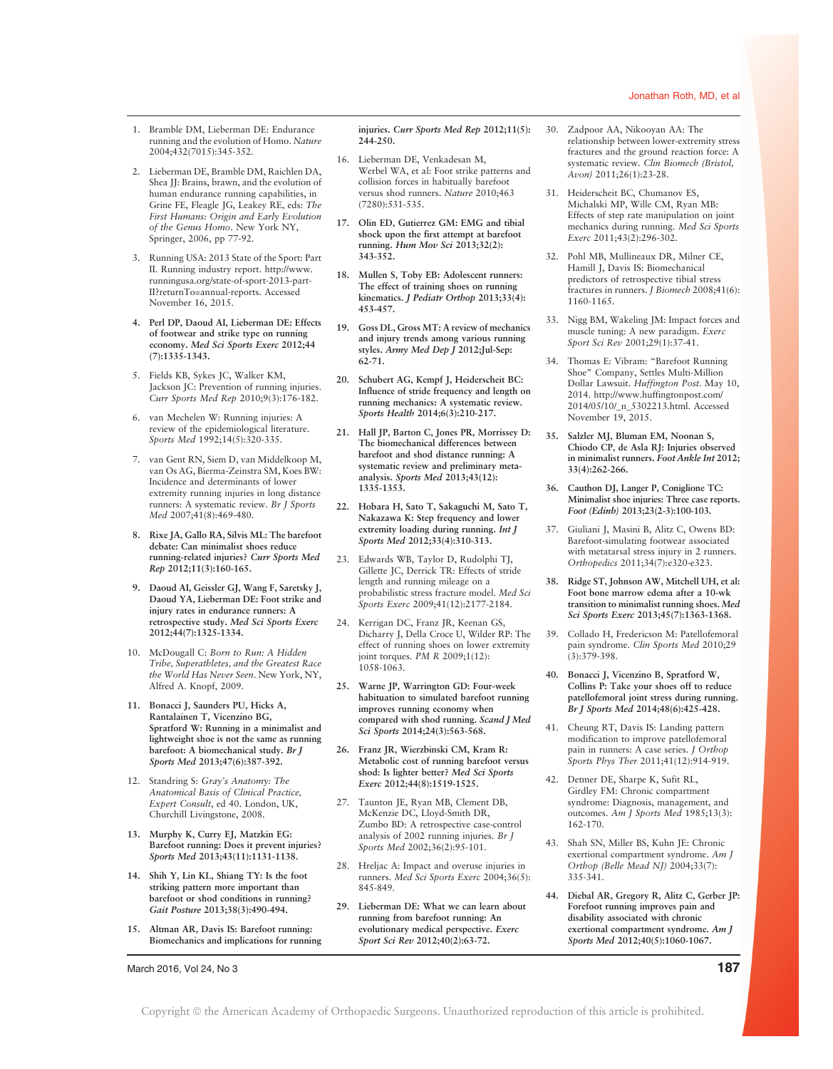1. Bramble DM, Lieberman DE: Endurance running and the evolution of Homo. *Nature* 2004;432(7015):345-352.

2. Lieberman DE, Bramble DM, Raichlen DA, Shea JJ: Brains, brawn, and the evolution of human endurance running capabilities, in Grine FE, Fleagle JG, Leakey RE, eds: *The First Humans: Origin and Early Evolution of the Genus Homo*. New York NY, Springer, 2006, pp 77-92.

3. Running USA: 2013 State of the Sport: Part II. Running industry report. http://www.runningusa.org/state-of-sport-2013-part-II?returnTo=annual-reports. Accessed November 16, 2015.

4. **Perl DP, Daoud AI, Lieberman DE: Effects of footwear and strike type on running economy. *Med Sci Sports Exerc* 2012;44 (7):1335-1343.**

5. Fields KB, Sykes JC, Walker KM, Jackson JC: Prevention of running injuries. *Curr Sports Med Rep* 2010;9(3):176-182.

6. van Mechelen W: Running injuries: A review of the epidemiological literature. *Sports Med* 1992;14(5):320-335.

7. van Gent RN, Siem D, van Middelkoop M, van Os AG, Bierma-Zeinstra SM, Koes BW: Incidence and determinants of lower extremity running injuries in long distance runners: A systematic review. *Br J Sports Med* 2007;41(8):469-480.

8. **Rixe JA, Gallo RA, Silvis ML: The barefoot debate: Can minimalist shoes reduce running-related injuries? *Curr Sports Med Rep* 2012;11(3):160-165.**

9. **Daoud AI, Geissler GJ, Wang F, Saretsky J, Daoud YA, Lieberman DE: Foot strike and injury rates in endurance runners: A retrospective study. *Med Sci Sports Exerc* 2012;44(7):1325-1334.**

10. McDougall C: *Born to Run: A Hidden Tribe, Superathletes, and the Greatest Race the World Has Never Seen*. New York, NY, Alfred A. Knopf, 2009.

11. **Bonacci J, Saunders PU, Hicks A, Rantalainen T, Vicenzino BG, Spratford W: Running in a minimalist and lightweight shoe is not the same as running barefoot: A biomechanical study. *Br J Sports Med* 2013;47(6):387-392.**

12. Standring S: *Gray's Anatomy: The Anatomical Basis of Clinical Practice, Expert Consult*, ed 40. London, UK, Churchill Livingstone, 2008.

13. **Murphy K, Curry EJ, Matzkin EG: Barefoot running: Does it prevent injuries? *Sports Med* 2013;43(11):1131-1138.**

14. **Shih Y, Lin KL, Shiang TY: Is the foot striking pattern more important than barefoot or shod conditions in running? *Gait Posture* 2013;38(3):490-494.**

15. **Altman AR, Davis IS: Barefoot running: Biomechanics and implications for running injuries. *Curr Sports Med Rep* 2012;11(5): 244-250.**

16. Lieberman DE, Venkadesan M, Werbel WA, et al: Foot strike patterns and collision forces in habitually barefoot versus shod runners. *Nature* 2010;463 (7280):531-535.

17. **Olin ED, Gutierrez GM: EMG and tibial shock upon the first attempt at barefoot running. *Hum Mov Sci* 2013;32(2): 343-352.**

18. **Mullen S, Toby EB: Adolescent runners: The effect of training shoes on running kinematics. *J Pediatr Orthop* 2013;33(4): 453-457.**

19. **Goss DL, Gross MT: A review of mechanics and injury trends among various running styles. *Army Med Dep J* 2012;Jul-Sep: 62-71.**

20. **Schubert AG, Kempf J, Heiderscheit BC: Influence of stride frequency and length on running mechanics: A systematic review. *Sports Health* 2014;6(3):210-217.**

21. **Hall JP, Barton C, Jones PR, Morrissey D: The biomechanical differences between barefoot and shod distance running: A systematic review and preliminary meta-analysis. *Sports Med* 2013;43(12): 1335-1353.**

22. **Hobara H, Sato T, Sakaguchi M, Sato T, Nakazawa K: Step frequency and lower extremity loading during running. *Int J Sports Med* 2012;33(4):310-313.**

23. Edwards WB, Taylor D, Rudolphi TJ, Gillette JC, Derrick TR: Effects of stride length and running mileage on a probabilistic stress fracture model. *Med Sci Sports Exerc* 2009;41(12):2177-2184.

24. Kerrigan DC, Franz JR, Keenan GS, Dicharry J, Della Croce U, Wilder RP: The effect of running shoes on lower extremity joint torques. *PM R* 2009;1(12): 1058-1063.

25. **Warne JP, Warrington GD: Four-week habituation to simulated barefoot running improves running economy when compared with shod running. *Scand J Med Sci Sports* 2014;24(3):563-568.**

26. **Franz JR, Wierzbinski CM, Kram R: Metabolic cost of running barefoot versus shod: Is lighter better? *Med Sci Sports Exerc* 2012;44(8):1519-1525.**

27. Taunton JE, Ryan MB, Clement DB, McKenzie DC, Lloyd-Smith DR, Zumbo BD: A retrospective case-control analysis of 2002 running injuries. *Br J Sports Med* 2002;36(2):95-101.

28. Hreljac A: Impact and overuse injuries in runners. *Med Sci Sports Exerc* 2004;36(5): 845-849.

29. **Lieberman DE: What we can learn about running from barefoot running: An evolutionary medical perspective. *Exerc Sport Sci Rev* 2012;40(2):63-72.**

30. Zadpoor AA, Nikooyan AA: The relationship between lower-extremity stress fractures and the ground reaction force: A systematic review. *Clin Biomech (Bristol, Avon)* 2011;26(1):23-28.

31. Heiderscheit BC, Chumanov ES, Michalski MP, Wille CM, Ryan MB: Effects of step rate manipulation on joint mechanics during running. *Med Sci Sports Exerc* 2011;43(2):296-302.

32. Pohl MB, Mullineaux DR, Milner CE, Hamill J, Davis IS: Biomechanical predictors of retrospective tibial stress fractures in runners. *J Biomech* 2008;41(6): 1160-1165.

33. Nigg BM, Wakeling JM: Impact forces and muscle tuning: A new paradigm. *Exerc Sport Sci Rev* 2001;29(1):37-41.

34. Thomas E: Vibram: "Barefoot Running Shoe" Company, Settles Multi-Million Dollar Lawsuit. *Huffington Post*. May 10, 2014. http://www.huffingtonpost.com/2014/05/10/_n_5302213.html. Accessed November 19, 2015.

35. **Salzler MJ, Bluman EM, Noonan S, Chiodo CP, de Asla RJ: Injuries observed in minimalist runners. *Foot Ankle Int* 2012; 33(4):262-266.**

36. **Cauthon DJ, Langer P, Coniglione TC: Minimalist shoe injuries: Three case reports. *Foot (Edinb)* 2013;23(2-3):100-103.**

37. Giuliani J, Masini B, Alitz C, Owens BD: Barefoot-simulating footwear associated with metatarsal stress injury in 2 runners. *Orthopedics* 2011;34(7):e320-e323.

38. **Ridge ST, Johnson AW, Mitchell UH, et al: Foot bone marrow edema after a 10-wk transition to minimalist running shoes. *Med Sci Sports Exerc* 2013;45(7):1363-1368.**

39. Collado H, Fredericson M: Patellofemoral pain syndrome. *Clin Sports Med* 2010;29 (3):379-398.

40. **Bonacci J, Vicenzino B, Spratford W, Collins P: Take your shoes off to reduce patellofemoral joint stress during running. *Br J Sports Med* 2014;48(6):425-428.**

41. Cheung RT, Davis IS: Landing pattern modification to improve patellofemoral pain in runners: A case series. *J Orthop Sports Phys Ther* 2011;41(12):914-919.

42. Detmer DE, Sharpe K, Sufit RL, Girdley FM: Chronic compartment syndrome: Diagnosis, management, and outcomes. *Am J Sports Med* 1985;13(3): 162-170.

43. Shah SN, Miller BS, Kuhn JE: Chronic exertional compartment syndrome. *Am J Orthop (Belle Mead NJ)* 2004;33(7): 335-341.

44. **Diebal AR, Gregory R, Alitz C, Gerber JP: Forefoot running improves pain and disability associated with chronic exertional compartment syndrome. *Am J Sports Med* 2012;40(5):1060-1067.**